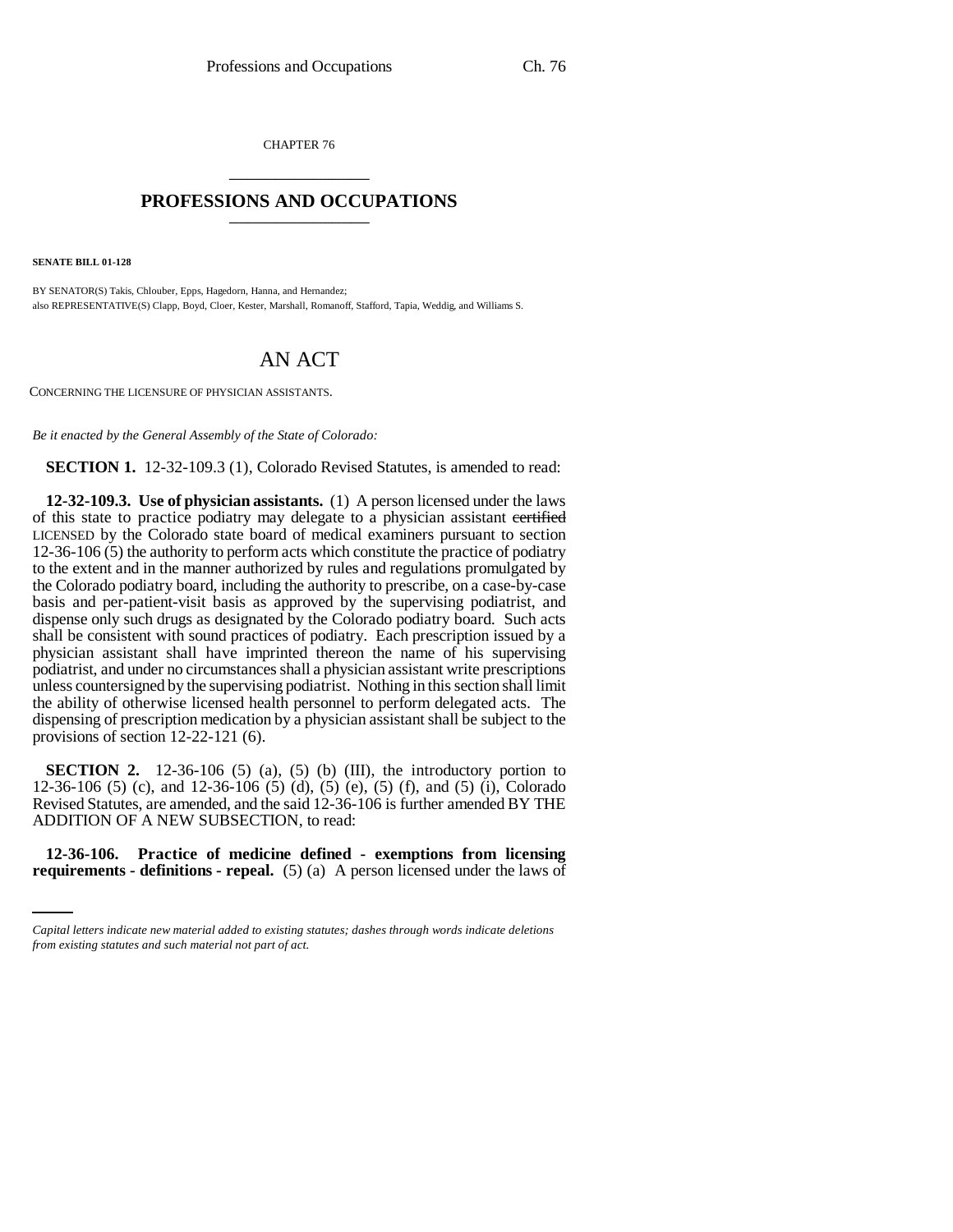CHAPTER 76

# PROFESSIONS AND OCCUPATIONS

**SENATE BILL 01-128**

BY SENATOR(S) Takis, Chlouber, Epps, Hagedorn, Hanna, and Hernandez;
also REPRESENTATIVE(S) Clapp, Boyd, Cloer, Kester, Marshall, Romanoff, Stafford, Tapia, Weddig, and Williams S.

## AN ACT

CONCERNING THE LICENSURE OF PHYSICIAN ASSISTANTS.

*Be it enacted by the General Assembly of the State of Colorado:*

**SECTION 1.** 12-32-109.3 (1), Colorado Revised Statutes, is amended to read:

**12-32-109.3. Use of physician assistants.** (1) A person licensed under the laws of this state to practice podiatry may delegate to a physician assistant ~~certified~~ LICENSED by the Colorado state board of medical examiners pursuant to section 12-36-106 (5) the authority to perform acts which constitute the practice of podiatry to the extent and in the manner authorized by rules and regulations promulgated by the Colorado podiatry board, including the authority to prescribe, on a case-by-case basis and per-patient-visit basis as approved by the supervising podiatrist, and dispense only such drugs as designated by the Colorado podiatry board. Such acts shall be consistent with sound practices of podiatry. Each prescription issued by a physician assistant shall have imprinted thereon the name of his supervising podiatrist, and under no circumstances shall a physician assistant write prescriptions unless countersigned by the supervising podiatrist. Nothing in this section shall limit the ability of otherwise licensed health personnel to perform delegated acts. The dispensing of prescription medication by a physician assistant shall be subject to the provisions of section 12-22-121 (6).

**SECTION 2.** 12-36-106 (5) (a), (5) (b) (III), the introductory portion to 12-36-106 (5) (c), and 12-36-106 (5) (d), (5) (e), (5) (f), and (5) (i), Colorado Revised Statutes, are amended, and the said 12-36-106 is further amended BY THE ADDITION OF A NEW SUBSECTION, to read:

**12-36-106. Practice of medicine defined - exemptions from licensing requirements - definitions - repeal.** (5) (a) A person licensed under the laws of

*Capital letters indicate new material added to existing statutes; dashes through words indicate deletions from existing statutes and such material not part of act.*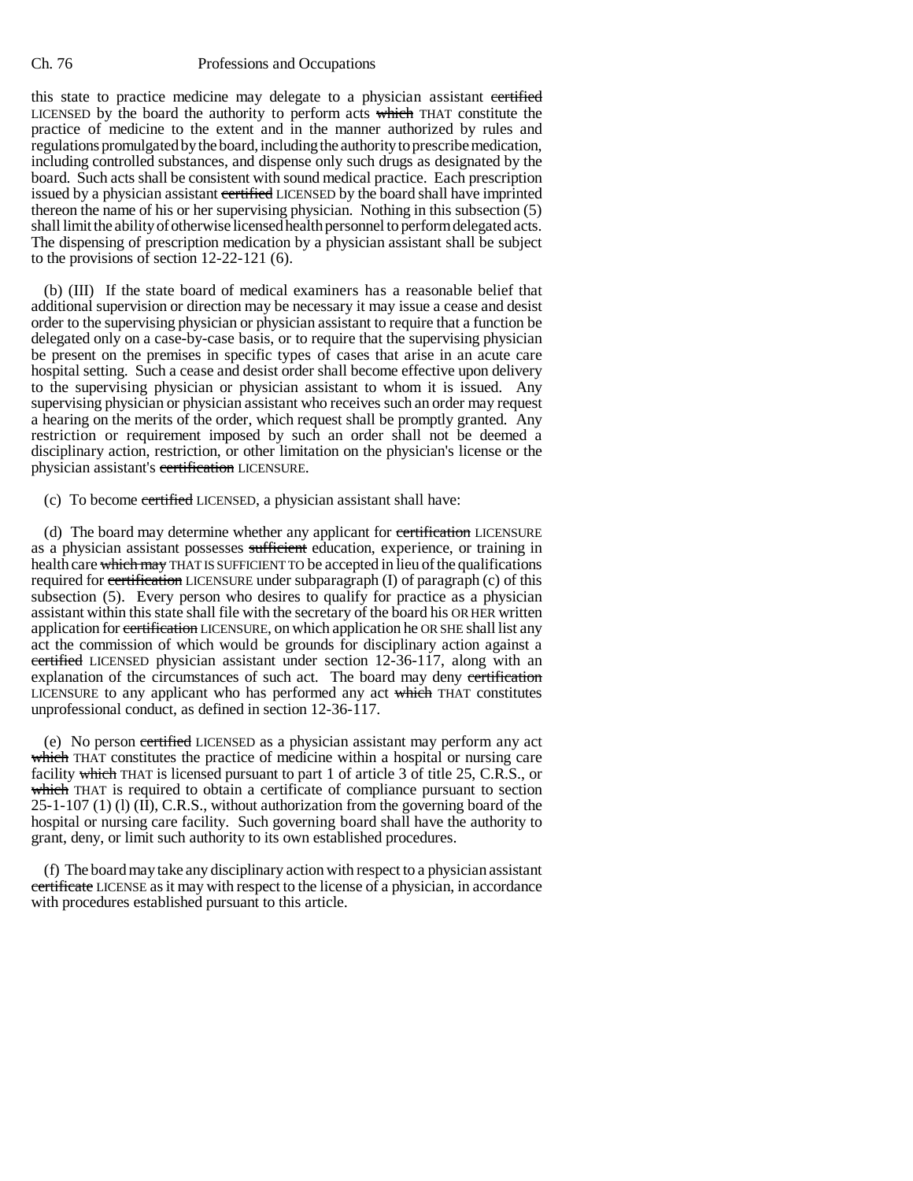this state to practice medicine may delegate to a physician assistant ~~certified~~ LICENSED by the board the authority to perform acts ~~which~~ THAT constitute the practice of medicine to the extent and in the manner authorized by rules and regulations promulgated by the board, including the authority to prescribe medication, including controlled substances, and dispense only such drugs as designated by the board. Such acts shall be consistent with sound medical practice. Each prescription issued by a physician assistant ~~certified~~ LICENSED by the board shall have imprinted thereon the name of his or her supervising physician. Nothing in this subsection (5) shall limit the ability of otherwise licensed health personnel to perform delegated acts. The dispensing of prescription medication by a physician assistant shall be subject to the provisions of section 12-22-121 (6).

(b) (III) If the state board of medical examiners has a reasonable belief that additional supervision or direction may be necessary it may issue a cease and desist order to the supervising physician or physician assistant to require that a function be delegated only on a case-by-case basis, or to require that the supervising physician be present on the premises in specific types of cases that arise in an acute care hospital setting. Such a cease and desist order shall become effective upon delivery to the supervising physician or physician assistant to whom it is issued. Any supervising physician or physician assistant who receives such an order may request a hearing on the merits of the order, which request shall be promptly granted. Any restriction or requirement imposed by such an order shall not be deemed a disciplinary action, restriction, or other limitation on the physician's license or the physician assistant's ~~certification~~ LICENSURE.

(c) To become ~~certified~~ LICENSED, a physician assistant shall have:

(d) The board may determine whether any applicant for ~~certification~~ LICENSURE as a physician assistant possesses ~~sufficient~~ education, experience, or training in health care ~~which may~~ THAT IS SUFFICIENT TO be accepted in lieu of the qualifications required for ~~certification~~ LICENSURE under subparagraph (I) of paragraph (c) of this subsection (5). Every person who desires to qualify for practice as a physician assistant within this state shall file with the secretary of the board his OR HER written application for ~~certification~~ LICENSURE, on which application he OR SHE shall list any act the commission of which would be grounds for disciplinary action against a ~~certified~~ LICENSED physician assistant under section 12-36-117, along with an explanation of the circumstances of such act. The board may deny ~~certification~~ LICENSURE to any applicant who has performed any act ~~which~~ THAT constitutes unprofessional conduct, as defined in section 12-36-117.

(e) No person ~~certified~~ LICENSED as a physician assistant may perform any act ~~which~~ THAT constitutes the practice of medicine within a hospital or nursing care facility ~~which~~ THAT is licensed pursuant to part 1 of article 3 of title 25, C.R.S., or ~~which~~ THAT is required to obtain a certificate of compliance pursuant to section 25-1-107 (1) (l) (II), C.R.S., without authorization from the governing board of the hospital or nursing care facility. Such governing board shall have the authority to grant, deny, or limit such authority to its own established procedures.

(f) The board may take any disciplinary action with respect to a physician assistant ~~certificate~~ LICENSE as it may with respect to the license of a physician, in accordance with procedures established pursuant to this article.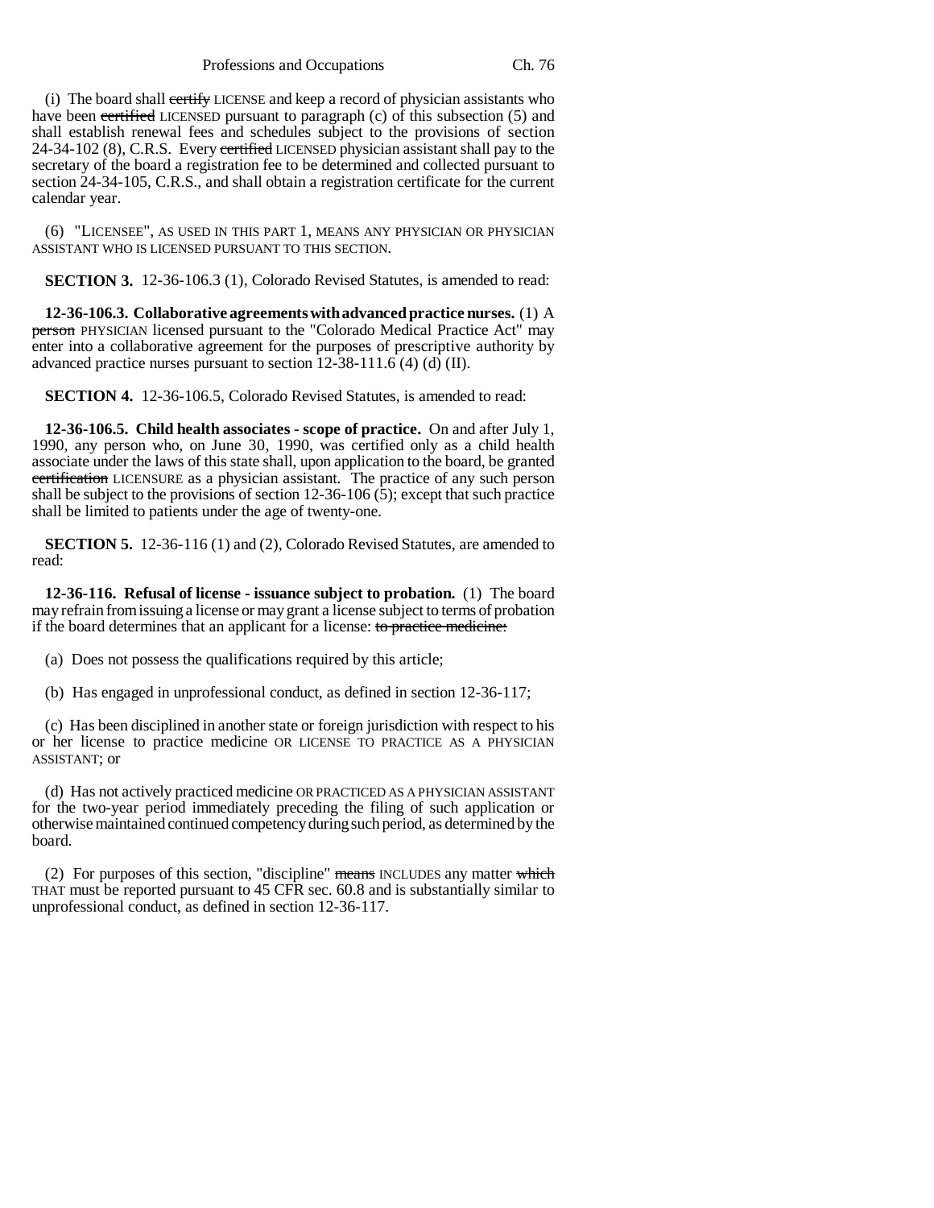(i) The board shall ~~certify~~ LICENSE and keep a record of physician assistants who have been ~~certified~~ LICENSED pursuant to paragraph (c) of this subsection (5) and shall establish renewal fees and schedules subject to the provisions of section 24-34-102 (8), C.R.S. Every ~~certified~~ LICENSED physician assistant shall pay to the secretary of the board a registration fee to be determined and collected pursuant to section 24-34-105, C.R.S., and shall obtain a registration certificate for the current calendar year.

(6) "LICENSEE", AS USED IN THIS PART 1, MEANS ANY PHYSICIAN OR PHYSICIAN ASSISTANT WHO IS LICENSED PURSUANT TO THIS SECTION.

**SECTION 3.** 12-36-106.3 (1), Colorado Revised Statutes, is amended to read:

**12-36-106.3. Collaborative agreements with advanced practice nurses.** (1) A ~~person~~ PHYSICIAN licensed pursuant to the "Colorado Medical Practice Act" may enter into a collaborative agreement for the purposes of prescriptive authority by advanced practice nurses pursuant to section 12-38-111.6 (4) (d) (II).

**SECTION 4.** 12-36-106.5, Colorado Revised Statutes, is amended to read:

**12-36-106.5. Child health associates - scope of practice.** On and after July 1, 1990, any person who, on June 30, 1990, was certified only as a child health associate under the laws of this state shall, upon application to the board, be granted ~~certification~~ LICENSURE as a physician assistant. The practice of any such person shall be subject to the provisions of section 12-36-106 (5); except that such practice shall be limited to patients under the age of twenty-one.

**SECTION 5.** 12-36-116 (1) and (2), Colorado Revised Statutes, are amended to read:

**12-36-116. Refusal of license - issuance subject to probation.** (1) The board may refrain from issuing a license or may grant a license subject to terms of probation if the board determines that an applicant for a license: ~~to practice medicine:~~

(a) Does not possess the qualifications required by this article;

(b) Has engaged in unprofessional conduct, as defined in section 12-36-117;

(c) Has been disciplined in another state or foreign jurisdiction with respect to his or her license to practice medicine OR LICENSE TO PRACTICE AS A PHYSICIAN ASSISTANT; or

(d) Has not actively practiced medicine OR PRACTICED AS A PHYSICIAN ASSISTANT for the two-year period immediately preceding the filing of such application or otherwise maintained continued competency during such period, as determined by the board.

(2) For purposes of this section, "discipline" ~~means~~ INCLUDES any matter ~~which~~ THAT must be reported pursuant to 45 CFR sec. 60.8 and is substantially similar to unprofessional conduct, as defined in section 12-36-117.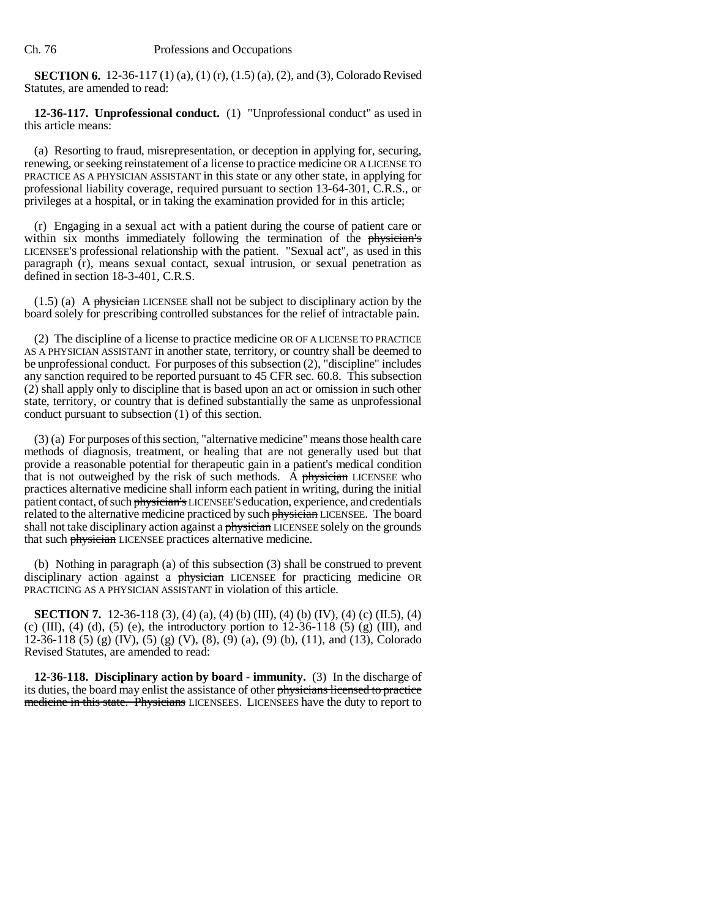**SECTION 6.** 12-36-117 (1) (a), (1) (r), (1.5) (a), (2), and (3), Colorado Revised Statutes, are amended to read:

**12-36-117. Unprofessional conduct.** (1) "Unprofessional conduct" as used in this article means:

(a) Resorting to fraud, misrepresentation, or deception in applying for, securing, renewing, or seeking reinstatement of a license to practice medicine OR A LICENSE TO PRACTICE AS A PHYSICIAN ASSISTANT in this state or any other state, in applying for professional liability coverage, required pursuant to section 13-64-301, C.R.S., or privileges at a hospital, or in taking the examination provided for in this article;

(r) Engaging in a sexual act with a patient during the course of patient care or within six months immediately following the termination of the ~~physician's~~ LICENSEE'S professional relationship with the patient. "Sexual act", as used in this paragraph (r), means sexual contact, sexual intrusion, or sexual penetration as defined in section 18-3-401, C.R.S.

(1.5) (a) A ~~physician~~ LICENSEE shall not be subject to disciplinary action by the board solely for prescribing controlled substances for the relief of intractable pain.

(2) The discipline of a license to practice medicine OR OF A LICENSE TO PRACTICE AS A PHYSICIAN ASSISTANT in another state, territory, or country shall be deemed to be unprofessional conduct. For purposes of this subsection (2), "discipline" includes any sanction required to be reported pursuant to 45 CFR sec. 60.8. This subsection (2) shall apply only to discipline that is based upon an act or omission in such other state, territory, or country that is defined substantially the same as unprofessional conduct pursuant to subsection (1) of this section.

(3) (a) For purposes of this section, "alternative medicine" means those health care methods of diagnosis, treatment, or healing that are not generally used but that provide a reasonable potential for therapeutic gain in a patient's medical condition that is not outweighed by the risk of such methods. A ~~physician~~ LICENSEE who practices alternative medicine shall inform each patient in writing, during the initial patient contact, of such ~~physician's~~ LICENSEE'S education, experience, and credentials related to the alternative medicine practiced by such ~~physician~~ LICENSEE. The board shall not take disciplinary action against a ~~physician~~ LICENSEE solely on the grounds that such ~~physician~~ LICENSEE practices alternative medicine.

(b) Nothing in paragraph (a) of this subsection (3) shall be construed to prevent disciplinary action against a ~~physician~~ LICENSEE for practicing medicine OR PRACTICING AS A PHYSICIAN ASSISTANT in violation of this article.

**SECTION 7.** 12-36-118 (3), (4) (a), (4) (b) (III), (4) (b) (IV), (4) (c) (II.5), (4) (c) (III), (4) (d), (5) (e), the introductory portion to 12-36-118 (5) (g) (III), and 12-36-118 (5) (g) (IV), (5) (g) (V), (8), (9) (a), (9) (b), (11), and (13), Colorado Revised Statutes, are amended to read:

**12-36-118. Disciplinary action by board - immunity.** (3) In the discharge of its duties, the board may enlist the assistance of other ~~physicians licensed to practice medicine in this state. Physicians~~ LICENSEES. LICENSEES have the duty to report to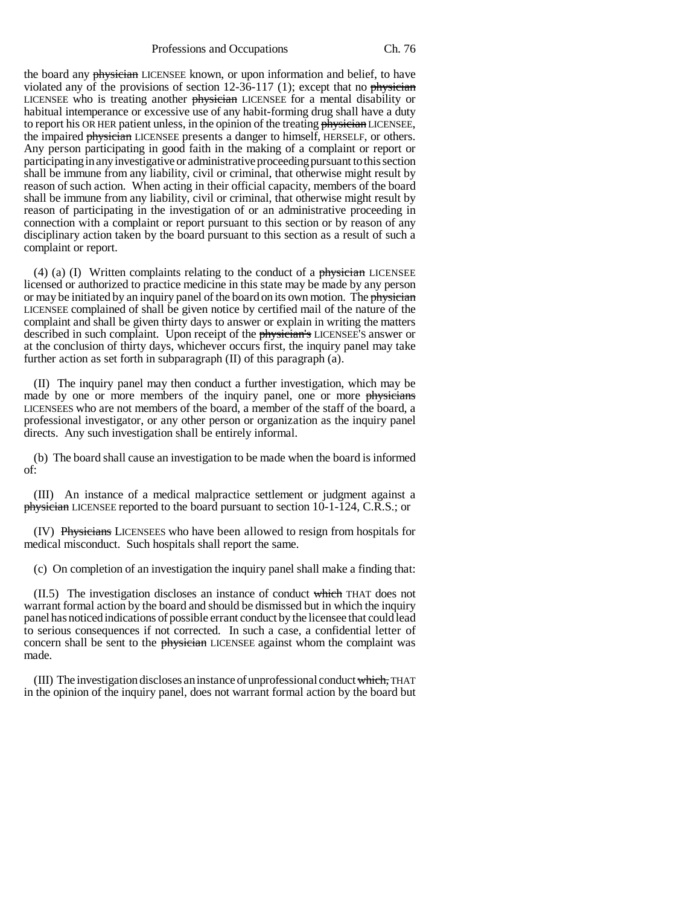the board any ~~physician~~ LICENSEE known, or upon information and belief, to have violated any of the provisions of section 12-36-117 (1); except that no ~~physician~~ LICENSEE who is treating another ~~physician~~ LICENSEE for a mental disability or habitual intemperance or excessive use of any habit-forming drug shall have a duty to report his OR HER patient unless, in the opinion of the treating ~~physician~~ LICENSEE, the impaired ~~physician~~ LICENSEE presents a danger to himself, HERSELF, or others. Any person participating in good faith in the making of a complaint or report or participating in any investigative or administrative proceeding pursuant to this section shall be immune from any liability, civil or criminal, that otherwise might result by reason of such action. When acting in their official capacity, members of the board shall be immune from any liability, civil or criminal, that otherwise might result by reason of participating in the investigation of or an administrative proceeding in connection with a complaint or report pursuant to this section or by reason of any disciplinary action taken by the board pursuant to this section as a result of such a complaint or report.

(4) (a) (I) Written complaints relating to the conduct of a ~~physician~~ LICENSEE licensed or authorized to practice medicine in this state may be made by any person or may be initiated by an inquiry panel of the board on its own motion. The ~~physician~~ LICENSEE complained of shall be given notice by certified mail of the nature of the complaint and shall be given thirty days to answer or explain in writing the matters described in such complaint. Upon receipt of the ~~physician's~~ LICENSEE'S answer or at the conclusion of thirty days, whichever occurs first, the inquiry panel may take further action as set forth in subparagraph (II) of this paragraph (a).

(II) The inquiry panel may then conduct a further investigation, which may be made by one or more members of the inquiry panel, one or more ~~physicians~~ LICENSEES who are not members of the board, a member of the staff of the board, a professional investigator, or any other person or organization as the inquiry panel directs. Any such investigation shall be entirely informal.

(b) The board shall cause an investigation to be made when the board is informed of:

(III) An instance of a medical malpractice settlement or judgment against a ~~physician~~ LICENSEE reported to the board pursuant to section 10-1-124, C.R.S.; or

(IV) ~~Physicians~~ LICENSEES who have been allowed to resign from hospitals for medical misconduct. Such hospitals shall report the same.

(c) On completion of an investigation the inquiry panel shall make a finding that:

(II.5) The investigation discloses an instance of conduct ~~which~~ THAT does not warrant formal action by the board and should be dismissed but in which the inquiry panel has noticed indications of possible errant conduct by the licensee that could lead to serious consequences if not corrected. In such a case, a confidential letter of concern shall be sent to the ~~physician~~ LICENSEE against whom the complaint was made.

(III) The investigation discloses an instance of unprofessional conduct ~~which,~~ THAT in the opinion of the inquiry panel, does not warrant formal action by the board but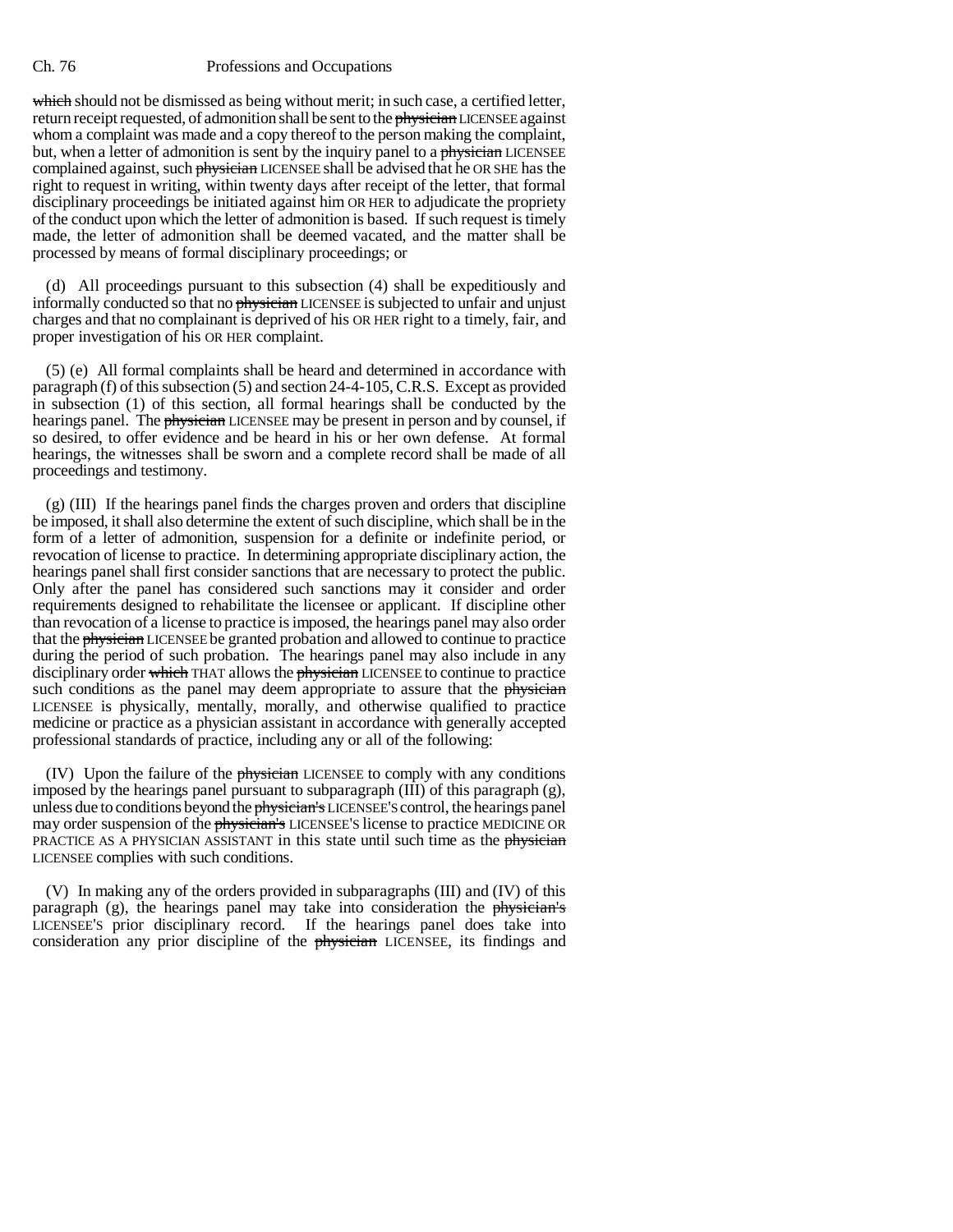which should not be dismissed as being without merit; in such case, a certified letter, return receipt requested, of admonition shall be sent to the ~~physician~~ LICENSEE against whom a complaint was made and a copy thereof to the person making the complaint, but, when a letter of admonition is sent by the inquiry panel to a ~~physician~~ LICENSEE complained against, such ~~physician~~ LICENSEE shall be advised that he OR SHE has the right to request in writing, within twenty days after receipt of the letter, that formal disciplinary proceedings be initiated against him OR HER to adjudicate the propriety of the conduct upon which the letter of admonition is based. If such request is timely made, the letter of admonition shall be deemed vacated, and the matter shall be processed by means of formal disciplinary proceedings; or

(d) All proceedings pursuant to this subsection (4) shall be expeditiously and informally conducted so that no ~~physician~~ LICENSEE is subjected to unfair and unjust charges and that no complainant is deprived of his OR HER right to a timely, fair, and proper investigation of his OR HER complaint.

(5) (e) All formal complaints shall be heard and determined in accordance with paragraph (f) of this subsection (5) and section 24-4-105, C.R.S. Except as provided in subsection (1) of this section, all formal hearings shall be conducted by the hearings panel. The ~~physician~~ LICENSEE may be present in person and by counsel, if so desired, to offer evidence and be heard in his or her own defense. At formal hearings, the witnesses shall be sworn and a complete record shall be made of all proceedings and testimony.

(g) (III) If the hearings panel finds the charges proven and orders that discipline be imposed, it shall also determine the extent of such discipline, which shall be in the form of a letter of admonition, suspension for a definite or indefinite period, or revocation of license to practice. In determining appropriate disciplinary action, the hearings panel shall first consider sanctions that are necessary to protect the public. Only after the panel has considered such sanctions may it consider and order requirements designed to rehabilitate the licensee or applicant. If discipline other than revocation of a license to practice is imposed, the hearings panel may also order that the ~~physician~~ LICENSEE be granted probation and allowed to continue to practice during the period of such probation. The hearings panel may also include in any disciplinary order ~~which~~ THAT allows the ~~physician~~ LICENSEE to continue to practice such conditions as the panel may deem appropriate to assure that the ~~physician~~ LICENSEE is physically, mentally, morally, and otherwise qualified to practice medicine or practice as a physician assistant in accordance with generally accepted professional standards of practice, including any or all of the following:

(IV) Upon the failure of the ~~physician~~ LICENSEE to comply with any conditions imposed by the hearings panel pursuant to subparagraph (III) of this paragraph (g), unless due to conditions beyond the ~~physician's~~ LICENSEE'S control, the hearings panel may order suspension of the ~~physician's~~ LICENSEE'S license to practice MEDICINE OR PRACTICE AS A PHYSICIAN ASSISTANT in this state until such time as the ~~physician~~ LICENSEE complies with such conditions.

(V) In making any of the orders provided in subparagraphs (III) and (IV) of this paragraph (g), the hearings panel may take into consideration the ~~physician's~~ LICENSEE'S prior disciplinary record. If the hearings panel does take into consideration any prior discipline of the ~~physician~~ LICENSEE, its findings and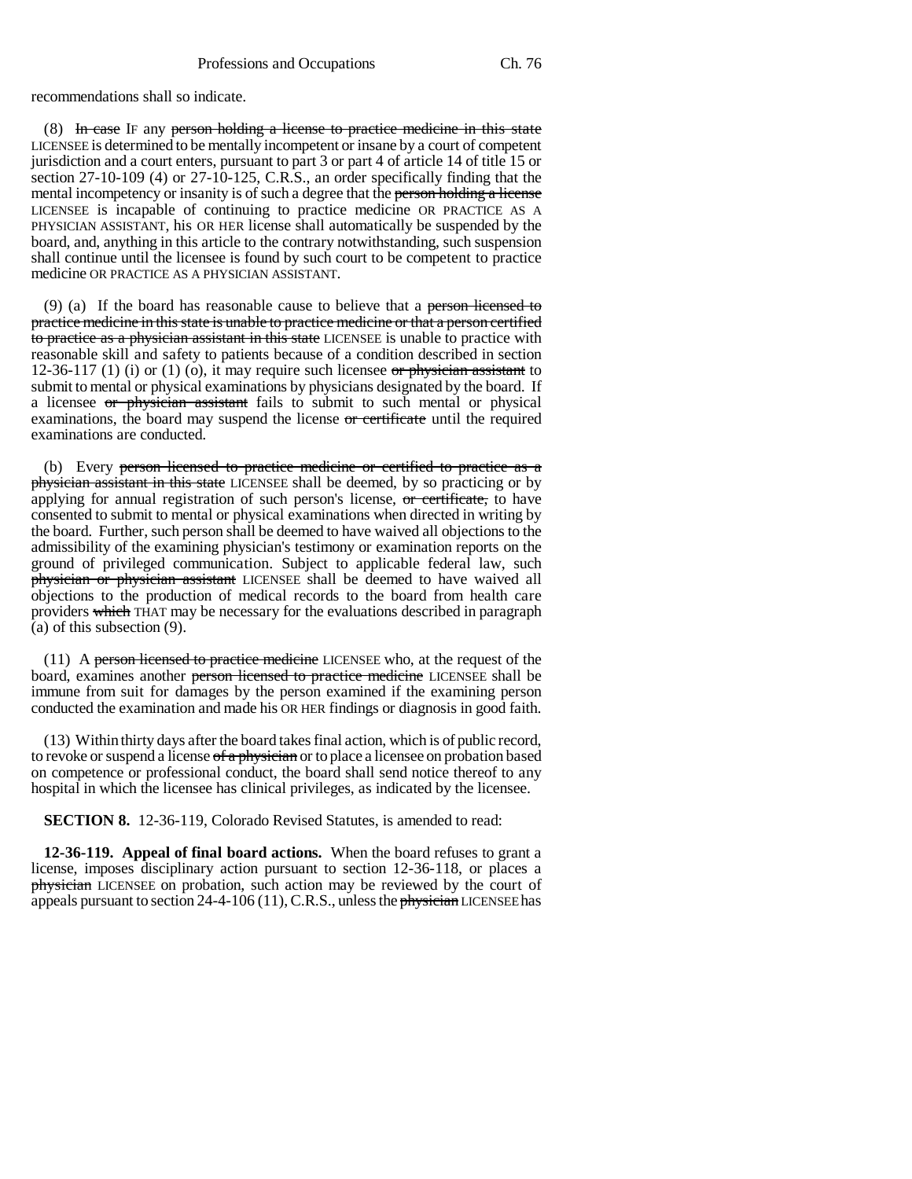recommendations shall so indicate.

(8) ~~In case~~ IF any ~~person holding a license to practice medicine in this state~~ LICENSEE is determined to be mentally incompetent or insane by a court of competent jurisdiction and a court enters, pursuant to part 3 or part 4 of article 14 of title 15 or section 27-10-109 (4) or 27-10-125, C.R.S., an order specifically finding that the mental incompetency or insanity is of such a degree that the ~~person holding a license~~ LICENSEE is incapable of continuing to practice medicine OR PRACTICE AS A PHYSICIAN ASSISTANT, his OR HER license shall automatically be suspended by the board, and, anything in this article to the contrary notwithstanding, such suspension shall continue until the licensee is found by such court to be competent to practice medicine OR PRACTICE AS A PHYSICIAN ASSISTANT.

(9) (a) If the board has reasonable cause to believe that a ~~person licensed to practice medicine in this state is unable to practice medicine or that a person certified to practice as a physician assistant in this state~~ LICENSEE is unable to practice with reasonable skill and safety to patients because of a condition described in section 12-36-117 (1) (i) or (1) (o), it may require such licensee ~~or physician assistant~~ to submit to mental or physical examinations by physicians designated by the board. If a licensee ~~or physician assistant~~ fails to submit to such mental or physical examinations, the board may suspend the license ~~or certificate~~ until the required examinations are conducted.

(b) Every ~~person licensed to practice medicine or certified to practice as a physician assistant in this state~~ LICENSEE shall be deemed, by so practicing or by applying for annual registration of such person's license, ~~or certificate,~~ to have consented to submit to mental or physical examinations when directed in writing by the board. Further, such person shall be deemed to have waived all objections to the admissibility of the examining physician's testimony or examination reports on the ground of privileged communication. Subject to applicable federal law, such ~~physician or physician assistant~~ LICENSEE shall be deemed to have waived all objections to the production of medical records to the board from health care providers ~~which~~ THAT may be necessary for the evaluations described in paragraph (a) of this subsection (9).

(11) A ~~person licensed to practice medicine~~ LICENSEE who, at the request of the board, examines another ~~person licensed to practice medicine~~ LICENSEE shall be immune from suit for damages by the person examined if the examining person conducted the examination and made his OR HER findings or diagnosis in good faith.

(13) Within thirty days after the board takes final action, which is of public record, to revoke or suspend a license ~~of a physician~~ or to place a licensee on probation based on competence or professional conduct, the board shall send notice thereof to any hospital in which the licensee has clinical privileges, as indicated by the licensee.

**SECTION 8.** 12-36-119, Colorado Revised Statutes, is amended to read:

**12-36-119. Appeal of final board actions.** When the board refuses to grant a license, imposes disciplinary action pursuant to section 12-36-118, or places a ~~physician~~ LICENSEE on probation, such action may be reviewed by the court of appeals pursuant to section 24-4-106 (11), C.R.S., unless the ~~physician~~ LICENSEE has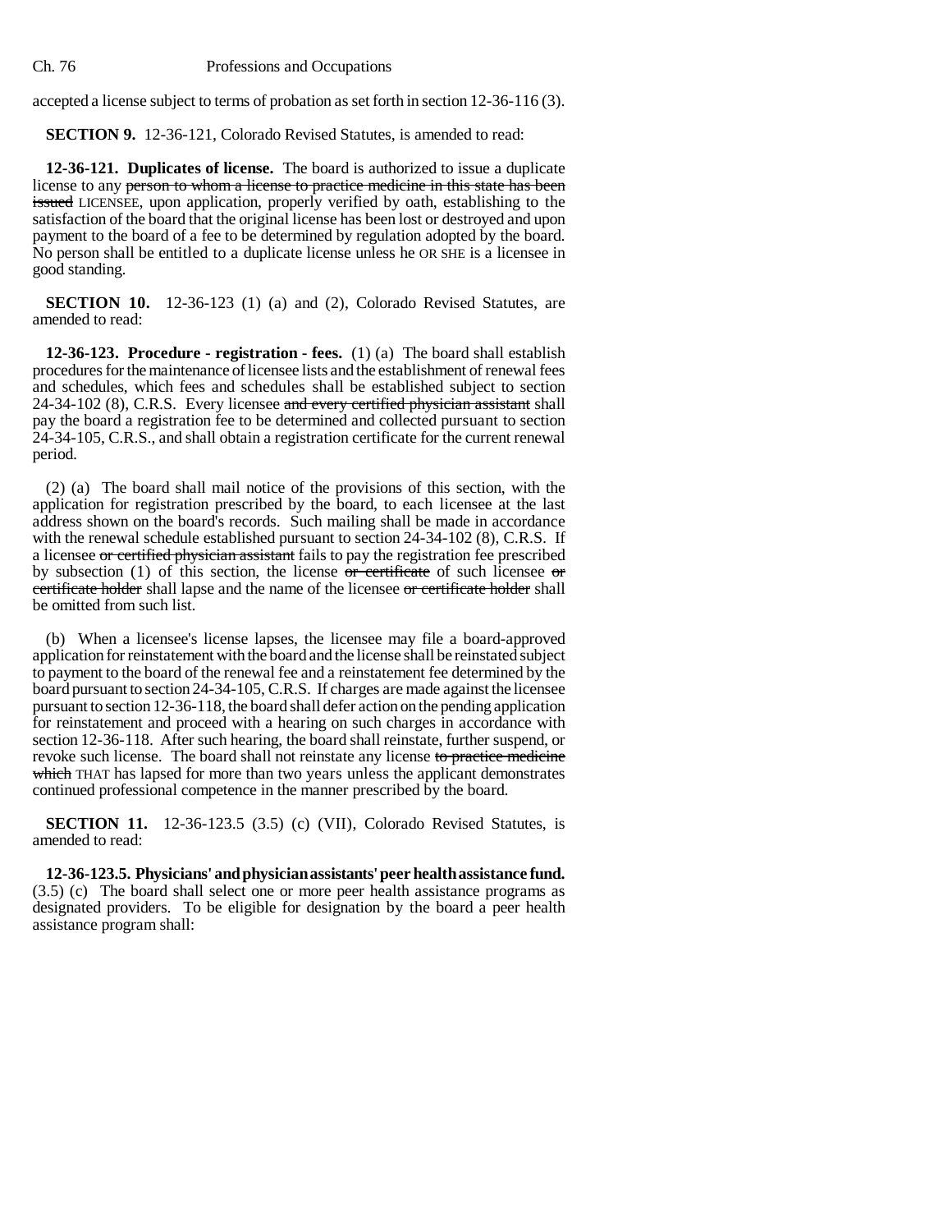accepted a license subject to terms of probation as set forth in section 12-36-116 (3).

**SECTION 9.** 12-36-121, Colorado Revised Statutes, is amended to read:

**12-36-121. Duplicates of license.** The board is authorized to issue a duplicate license to any ~~person to whom a license to practice medicine in this state has been issued~~ LICENSEE, upon application, properly verified by oath, establishing to the satisfaction of the board that the original license has been lost or destroyed and upon payment to the board of a fee to be determined by regulation adopted by the board. No person shall be entitled to a duplicate license unless he OR SHE is a licensee in good standing.

**SECTION 10.** 12-36-123 (1) (a) and (2), Colorado Revised Statutes, are amended to read:

**12-36-123. Procedure - registration - fees.** (1) (a) The board shall establish procedures for the maintenance of licensee lists and the establishment of renewal fees and schedules, which fees and schedules shall be established subject to section 24-34-102 (8), C.R.S. Every licensee ~~and every certified physician assistant~~ shall pay the board a registration fee to be determined and collected pursuant to section 24-34-105, C.R.S., and shall obtain a registration certificate for the current renewal period.

(2) (a) The board shall mail notice of the provisions of this section, with the application for registration prescribed by the board, to each licensee at the last address shown on the board's records. Such mailing shall be made in accordance with the renewal schedule established pursuant to section 24-34-102 (8), C.R.S. If a licensee ~~or certified physician assistant~~ fails to pay the registration fee prescribed by subsection (1) of this section, the license ~~or certificate~~ of such licensee ~~or certificate holder~~ shall lapse and the name of the licensee ~~or certificate holder~~ shall be omitted from such list.

(b) When a licensee's license lapses, the licensee may file a board-approved application for reinstatement with the board and the license shall be reinstated subject to payment to the board of the renewal fee and a reinstatement fee determined by the board pursuant to section 24-34-105, C.R.S. If charges are made against the licensee pursuant to section 12-36-118, the board shall defer action on the pending application for reinstatement and proceed with a hearing on such charges in accordance with section 12-36-118. After such hearing, the board shall reinstate, further suspend, or revoke such license. The board shall not reinstate any license ~~to practice medicine which~~ THAT has lapsed for more than two years unless the applicant demonstrates continued professional competence in the manner prescribed by the board.

**SECTION 11.** 12-36-123.5 (3.5) (c) (VII), Colorado Revised Statutes, is amended to read:

**12-36-123.5. Physicians' and physician assistants' peer health assistance fund.** (3.5) (c) The board shall select one or more peer health assistance programs as designated providers. To be eligible for designation by the board a peer health assistance program shall: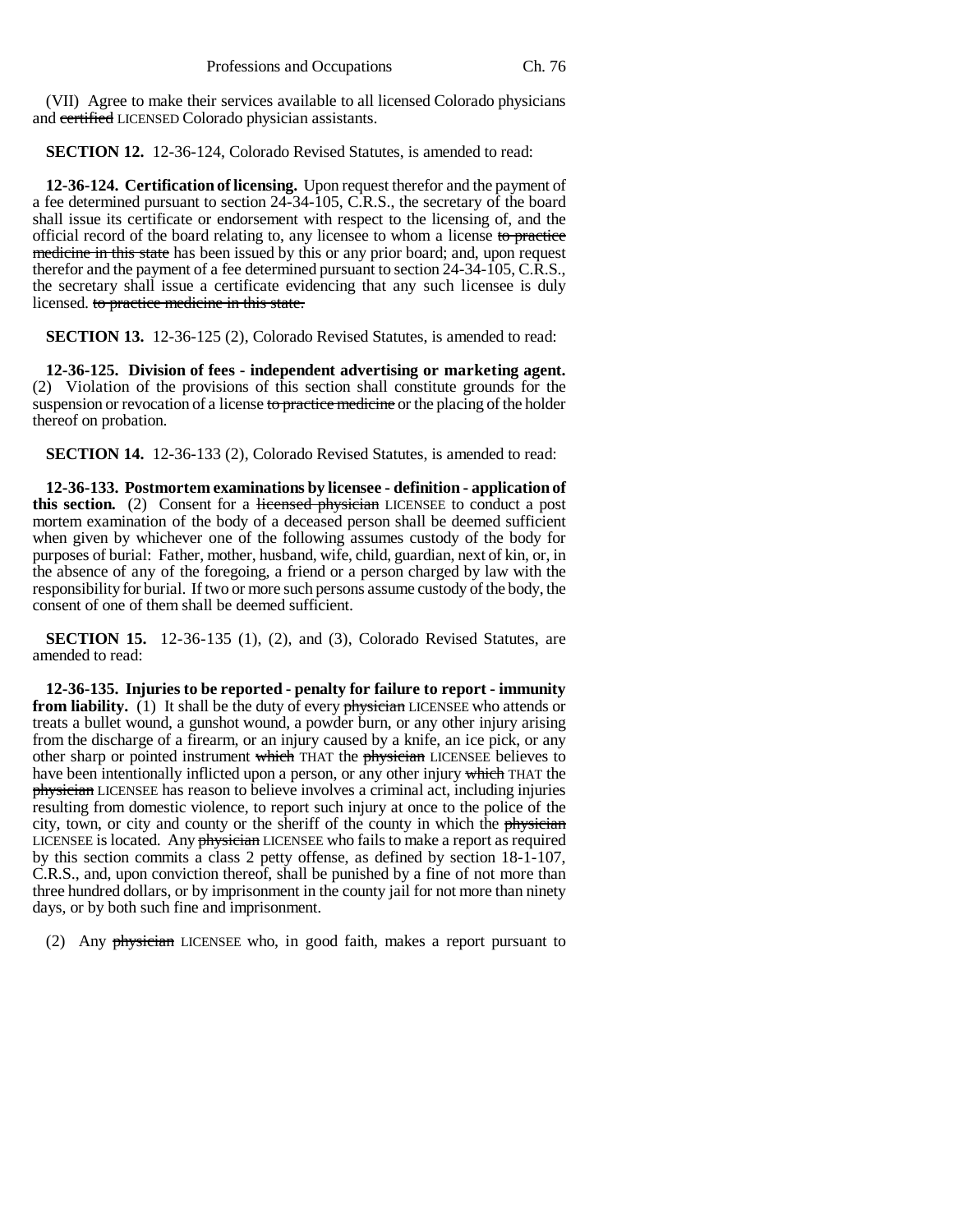(VII) Agree to make their services available to all licensed Colorado physicians and ~~certified~~ LICENSED Colorado physician assistants.

**SECTION 12.** 12-36-124, Colorado Revised Statutes, is amended to read:

**12-36-124. Certification of licensing.** Upon request therefor and the payment of a fee determined pursuant to section 24-34-105, C.R.S., the secretary of the board shall issue its certificate or endorsement with respect to the licensing of, and the official record of the board relating to, any licensee to whom a license ~~to practice medicine in this state~~ has been issued by this or any prior board; and, upon request therefor and the payment of a fee determined pursuant to section 24-34-105, C.R.S., the secretary shall issue a certificate evidencing that any such licensee is duly licensed. ~~to practice medicine in this state.~~

**SECTION 13.** 12-36-125 (2), Colorado Revised Statutes, is amended to read:

**12-36-125. Division of fees - independent advertising or marketing agent.** (2) Violation of the provisions of this section shall constitute grounds for the suspension or revocation of a license ~~to practice medicine~~ or the placing of the holder thereof on probation.

**SECTION 14.** 12-36-133 (2), Colorado Revised Statutes, is amended to read:

**12-36-133. Postmortem examinations by licensee - definition - application of this section.** (2) Consent for a ~~licensed physician~~ LICENSEE to conduct a post mortem examination of the body of a deceased person shall be deemed sufficient when given by whichever one of the following assumes custody of the body for purposes of burial: Father, mother, husband, wife, child, guardian, next of kin, or, in the absence of any of the foregoing, a friend or a person charged by law with the responsibility for burial. If two or more such persons assume custody of the body, the consent of one of them shall be deemed sufficient.

**SECTION 15.** 12-36-135 (1), (2), and (3), Colorado Revised Statutes, are amended to read:

**12-36-135. Injuries to be reported - penalty for failure to report - immunity from liability.** (1) It shall be the duty of every ~~physician~~ LICENSEE who attends or treats a bullet wound, a gunshot wound, a powder burn, or any other injury arising from the discharge of a firearm, or an injury caused by a knife, an ice pick, or any other sharp or pointed instrument ~~which~~ THAT the ~~physician~~ LICENSEE believes to have been intentionally inflicted upon a person, or any other injury ~~which~~ THAT the ~~physician~~ LICENSEE has reason to believe involves a criminal act, including injuries resulting from domestic violence, to report such injury at once to the police of the city, town, or city and county or the sheriff of the county in which the ~~physician~~ LICENSEE is located. Any ~~physician~~ LICENSEE who fails to make a report as required by this section commits a class 2 petty offense, as defined by section 18-1-107, C.R.S., and, upon conviction thereof, shall be punished by a fine of not more than three hundred dollars, or by imprisonment in the county jail for not more than ninety days, or by both such fine and imprisonment.

(2) Any ~~physician~~ LICENSEE who, in good faith, makes a report pursuant to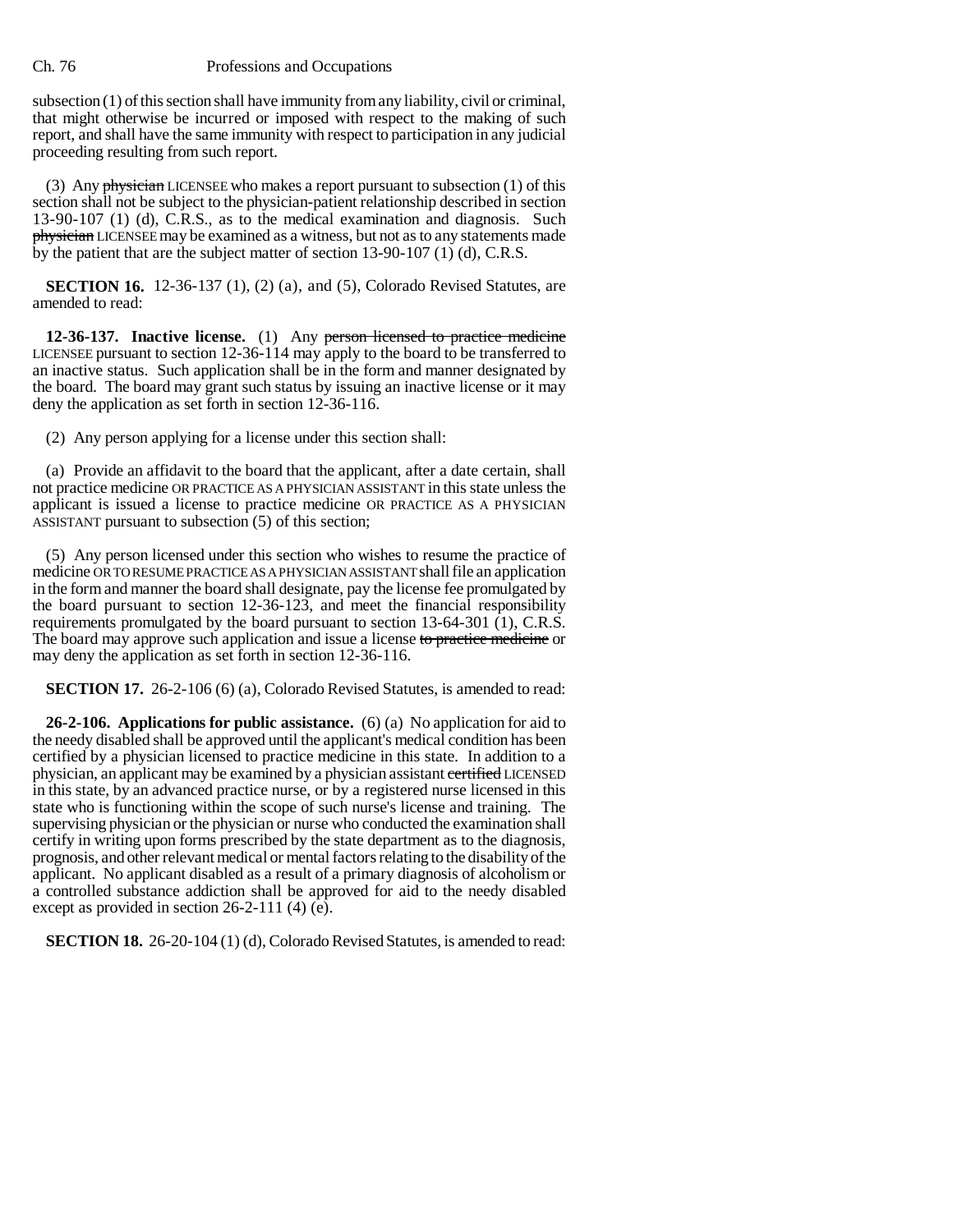subsection (1) of this section shall have immunity from any liability, civil or criminal, that might otherwise be incurred or imposed with respect to the making of such report, and shall have the same immunity with respect to participation in any judicial proceeding resulting from such report.

(3) Any ~~physician~~ LICENSEE who makes a report pursuant to subsection (1) of this section shall not be subject to the physician-patient relationship described in section 13-90-107 (1) (d), C.R.S., as to the medical examination and diagnosis. Such ~~physician~~ LICENSEE may be examined as a witness, but not as to any statements made by the patient that are the subject matter of section 13-90-107 (1) (d), C.R.S.

**SECTION 16.** 12-36-137 (1), (2) (a), and (5), Colorado Revised Statutes, are amended to read:

**12-36-137. Inactive license.** (1) Any ~~person licensed to practice medicine~~ LICENSEE pursuant to section 12-36-114 may apply to the board to be transferred to an inactive status. Such application shall be in the form and manner designated by the board. The board may grant such status by issuing an inactive license or it may deny the application as set forth in section 12-36-116.

(2) Any person applying for a license under this section shall:

(a) Provide an affidavit to the board that the applicant, after a date certain, shall not practice medicine OR PRACTICE AS A PHYSICIAN ASSISTANT in this state unless the applicant is issued a license to practice medicine OR PRACTICE AS A PHYSICIAN ASSISTANT pursuant to subsection (5) of this section;

(5) Any person licensed under this section who wishes to resume the practice of medicine OR TO RESUME PRACTICE AS A PHYSICIAN ASSISTANT shall file an application in the form and manner the board shall designate, pay the license fee promulgated by the board pursuant to section 12-36-123, and meet the financial responsibility requirements promulgated by the board pursuant to section 13-64-301 (1), C.R.S. The board may approve such application and issue a license ~~to practice medicine~~ or may deny the application as set forth in section 12-36-116.

**SECTION 17.** 26-2-106 (6) (a), Colorado Revised Statutes, is amended to read:

**26-2-106. Applications for public assistance.** (6) (a) No application for aid to the needy disabled shall be approved until the applicant's medical condition has been certified by a physician licensed to practice medicine in this state. In addition to a physician, an applicant may be examined by a physician assistant ~~certified~~ LICENSED in this state, by an advanced practice nurse, or by a registered nurse licensed in this state who is functioning within the scope of such nurse's license and training. The supervising physician or the physician or nurse who conducted the examination shall certify in writing upon forms prescribed by the state department as to the diagnosis, prognosis, and other relevant medical or mental factors relating to the disability of the applicant. No applicant disabled as a result of a primary diagnosis of alcoholism or a controlled substance addiction shall be approved for aid to the needy disabled except as provided in section 26-2-111 (4) (e).

**SECTION 18.** 26-20-104 (1) (d), Colorado Revised Statutes, is amended to read: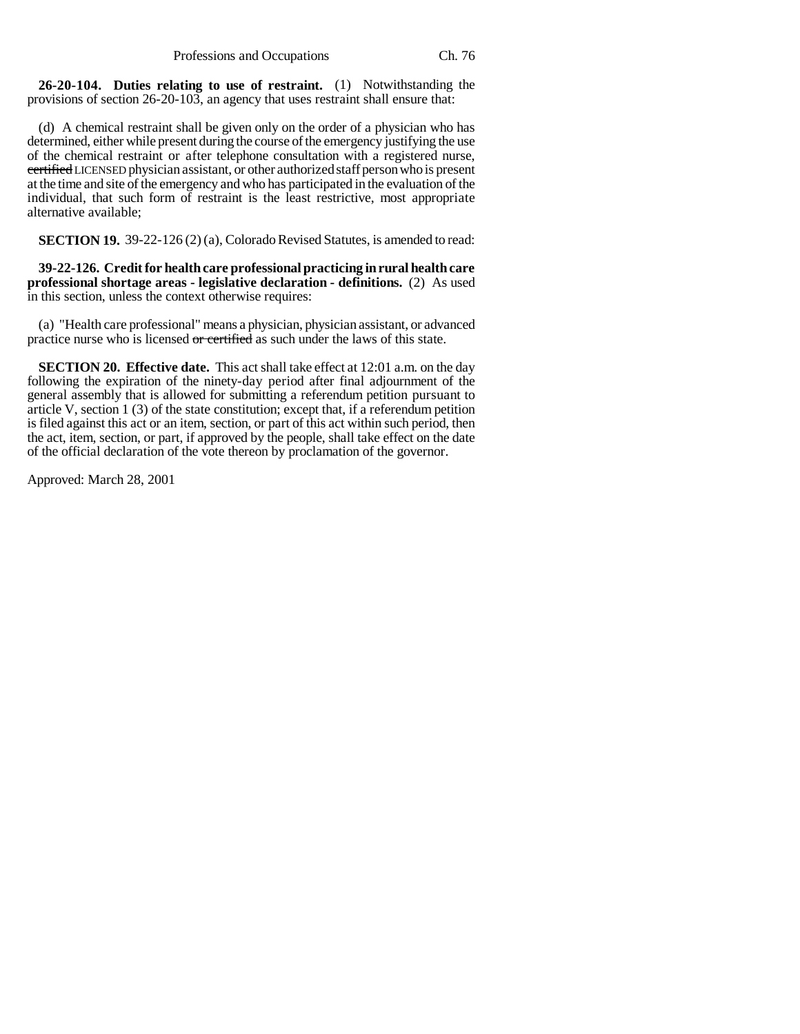**26-20-104. Duties relating to use of restraint.** (1) Notwithstanding the provisions of section 26-20-103, an agency that uses restraint shall ensure that:

(d) A chemical restraint shall be given only on the order of a physician who has determined, either while present during the course of the emergency justifying the use of the chemical restraint or after telephone consultation with a registered nurse, ~~certified~~ LICENSED physician assistant, or other authorized staff person who is present at the time and site of the emergency and who has participated in the evaluation of the individual, that such form of restraint is the least restrictive, most appropriate alternative available;

**SECTION 19.** 39-22-126 (2) (a), Colorado Revised Statutes, is amended to read:

**39-22-126. Credit for health care professional practicing in rural health care professional shortage areas - legislative declaration - definitions.** (2) As used in this section, unless the context otherwise requires:

(a) "Health care professional" means a physician, physician assistant, or advanced practice nurse who is licensed ~~or certified~~ as such under the laws of this state.

**SECTION 20. Effective date.** This act shall take effect at 12:01 a.m. on the day following the expiration of the ninety-day period after final adjournment of the general assembly that is allowed for submitting a referendum petition pursuant to article V, section 1 (3) of the state constitution; except that, if a referendum petition is filed against this act or an item, section, or part of this act within such period, then the act, item, section, or part, if approved by the people, shall take effect on the date of the official declaration of the vote thereon by proclamation of the governor.

Approved: March 28, 2001